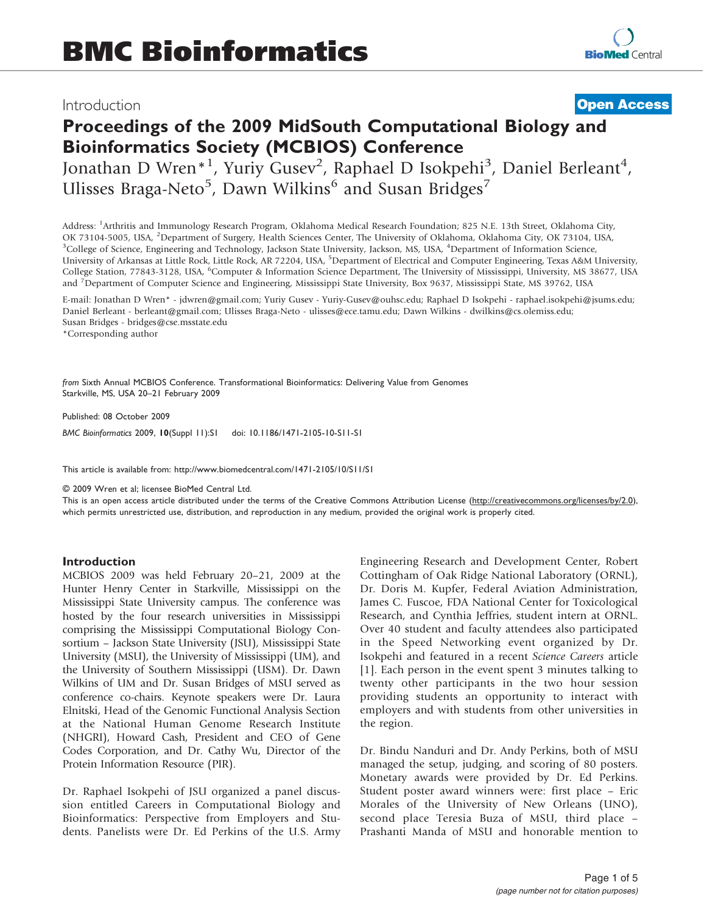Introduction

**Open Access**

# Proceedings of the 2009 MidSouth Computational Biology and Bioinformatics Society (MCBIOS) Conference

Jonathan D Wren*[1], Yuriy Gusev[2], Raphael D Isokpehi[3], Daniel Berleant[4], Ulisses Braga-Neto[5], Dawn Wilkins[6] and Susan Bridges[7]

Address: [1]Arthritis and Immunology Research Program, Oklahoma Medical Research Foundation; 825 N.E. 13th Street, Oklahoma City, OK 73104-5005, USA, [2]Department of Surgery, Health Sciences Center, The University of Oklahoma, Oklahoma City, OK 73104, USA, [3]College of Science, Engineering and Technology, Jackson State University, Jackson, MS, USA, [4]Department of Information Science, University of Arkansas at Little Rock, Little Rock, AR 72204, USA, [5]Department of Electrical and Computer Engineering, Texas A&M University, College Station, 77843-3128, USA, [6]Computer & Information Science Department, The University of Mississippi, University, MS 38677, USA and [7]Department of Computer Science and Engineering, Mississippi State University, Box 9637, Mississippi State, MS 39762, USA

E-mail: Jonathan D Wren* - jdwren@gmail.com; Yuriy Gusev - Yuriy-Gusev@ouhsc.edu; Raphael D Isokpehi - raphael.isokpehi@jsums.edu; Daniel Berleant - berleant@gmail.com; Ulisses Braga-Neto - ulisses@ece.tamu.edu; Dawn Wilkins - dwilkins@cs.olemiss.edu; Susan Bridges - bridges@cse.msstate.edu

*Corresponding author

*from* Sixth Annual MCBIOS Conference. Transformational Bioinformatics: Delivering Value from Genomes
Starkville, MS, USA 20–21 February 2009

Published: 08 October 2009

*BMC Bioinformatics* 2009, **10**(Suppl 11):S1 doi: 10.1186/1471-2105-10-S11-S1

This article is available from: http://www.biomedcentral.com/1471-2105/10/S11/S1

© 2009 Wren et al; licensee BioMed Central Ltd.
This is an open access article distributed under the terms of the Creative Commons Attribution License (http://creativecommons.org/licenses/by/2.0), which permits unrestricted use, distribution, and reproduction in any medium, provided the original work is properly cited.

## Introduction

MCBIOS 2009 was held February 20–21, 2009 at the Hunter Henry Center in Starkville, Mississippi on the Mississippi State University campus. The conference was hosted by the four research universities in Mississippi comprising the Mississippi Computational Biology Consortium – Jackson State University (JSU), Mississippi State University (MSU), the University of Mississippi (UM), and the University of Southern Mississippi (USM). Dr. Dawn Wilkins of UM and Dr. Susan Bridges of MSU served as conference co-chairs. Keynote speakers were Dr. Laura Elnitski, Head of the Genomic Functional Analysis Section at the National Human Genome Research Institute (NHGRI), Howard Cash, President and CEO of Gene Codes Corporation, and Dr. Cathy Wu, Director of the Protein Information Resource (PIR).

Dr. Raphael Isokpehi of JSU organized a panel discussion entitled Careers in Computational Biology and Bioinformatics: Perspective from Employers and Students. Panelists were Dr. Ed Perkins of the U.S. Army Engineering Research and Development Center, Robert Cottingham of Oak Ridge National Laboratory (ORNL), Dr. Doris M. Kupfer, Federal Aviation Administration, James C. Fuscoe, FDA National Center for Toxicological Research, and Cynthia Jeffries, student intern at ORNL. Over 40 student and faculty attendees also participated in the Speed Networking event organized by Dr. Isokpehi and featured in a recent *Science Careers* article [1]. Each person in the event spent 3 minutes talking to twenty other participants in the two hour session providing students an opportunity to interact with employers and with students from other universities in the region.

Dr. Bindu Nanduri and Dr. Andy Perkins, both of MSU managed the setup, judging, and scoring of 80 posters. Monetary awards were provided by Dr. Ed Perkins. Student poster award winners were: first place – Eric Morales of the University of New Orleans (UNO), second place Teresia Buza of MSU, third place – Prashanti Manda of MSU and honorable mention to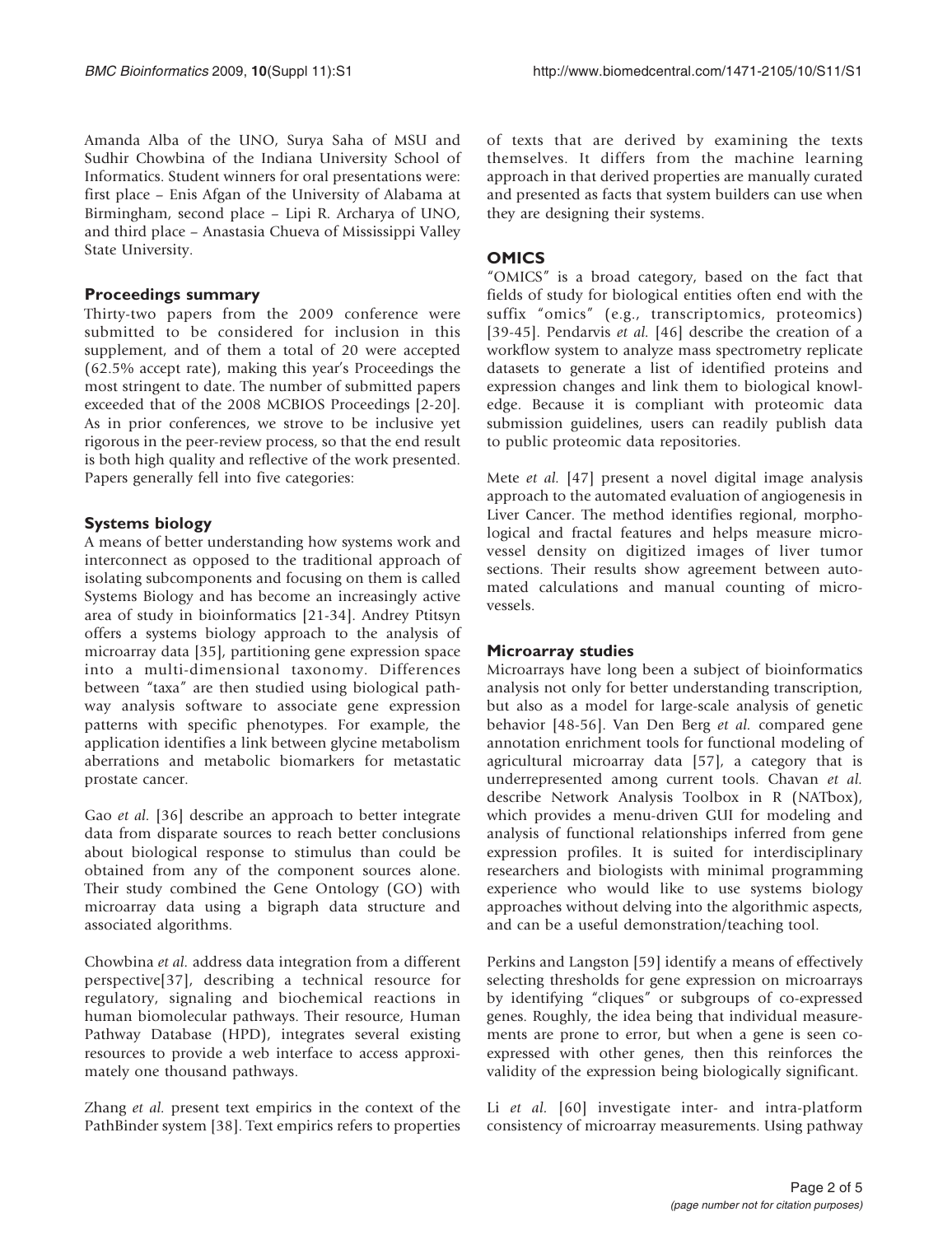Amanda Alba of the UNO, Surya Saha of MSU and Sudhir Chowbina of the Indiana University School of Informatics. Student winners for oral presentations were: first place – Enis Afgan of the University of Alabama at Birmingham, second place – Lipi R. Archarya of UNO, and third place – Anastasia Chueva of Mississippi Valley State University.

## Proceedings summary

Thirty-two papers from the 2009 conference were submitted to be considered for inclusion in this supplement, and of them a total of 20 were accepted (62.5% accept rate), making this year's Proceedings the most stringent to date. The number of submitted papers exceeded that of the 2008 MCBIOS Proceedings [2-20]. As in prior conferences, we strove to be inclusive yet rigorous in the peer-review process, so that the end result is both high quality and reflective of the work presented. Papers generally fell into five categories:

### Systems biology

A means of better understanding how systems work and interconnect as opposed to the traditional approach of isolating subcomponents and focusing on them is called Systems Biology and has become an increasingly active area of study in bioinformatics [21-34]. Andrey Ptitsyn offers a systems biology approach to the analysis of microarray data [35], partitioning gene expression space into a multi-dimensional taxonomy. Differences between "taxa" are then studied using biological pathway analysis software to associate gene expression patterns with specific phenotypes. For example, the application identifies a link between glycine metabolism aberrations and metabolic biomarkers for metastatic prostate cancer.

Gao *et al.* [36] describe an approach to better integrate data from disparate sources to reach better conclusions about biological response to stimulus than could be obtained from any of the component sources alone. Their study combined the Gene Ontology (GO) with microarray data using a bigraph data structure and associated algorithms.

Chowbina *et al.* address data integration from a different perspective[37], describing a technical resource for regulatory, signaling and biochemical reactions in human biomolecular pathways. Their resource, Human Pathway Database (HPD), integrates several existing resources to provide a web interface to access approximately one thousand pathways.

Zhang *et al.* present text empirics in the context of the PathBinder system [38]. Text empirics refers to properties of texts that are derived by examining the texts themselves. It differs from the machine learning approach in that derived properties are manually curated and presented as facts that system builders can use when they are designing their systems.

### OMICS

"OMICS" is a broad category, based on the fact that fields of study for biological entities often end with the suffix "omics" (e.g., transcriptomics, proteomics) [39-45]. Pendarvis *et al.* [46] describe the creation of a workflow system to analyze mass spectrometry replicate datasets to generate a list of identified proteins and expression changes and link them to biological knowledge. Because it is compliant with proteomic data submission guidelines, users can readily publish data to public proteomic data repositories.

Mete *et al.* [47] present a novel digital image analysis approach to the automated evaluation of angiogenesis in Liver Cancer. The method identifies regional, morphological and fractal features and helps measure microvessel density on digitized images of liver tumor sections. Their results show agreement between automated calculations and manual counting of microvessels.

### Microarray studies

Microarrays have long been a subject of bioinformatics analysis not only for better understanding transcription, but also as a model for large-scale analysis of genetic behavior [48-56]. Van Den Berg *et al.* compared gene annotation enrichment tools for functional modeling of agricultural microarray data [57], a category that is underrepresented among current tools. Chavan *et al.* describe Network Analysis Toolbox in R (NATbox), which provides a menu-driven GUI for modeling and analysis of functional relationships inferred from gene expression profiles. It is suited for interdisciplinary researchers and biologists with minimal programming experience who would like to use systems biology approaches without delving into the algorithmic aspects, and can be a useful demonstration/teaching tool.

Perkins and Langston [59] identify a means of effectively selecting thresholds for gene expression on microarrays by identifying "cliques" or subgroups of co-expressed genes. Roughly, the idea being that individual measurements are prone to error, but when a gene is seen co-expressed with other genes, then this reinforces the validity of the expression being biologically significant.

Li *et al.* [60] investigate inter- and intra-platform consistency of microarray measurements. Using pathway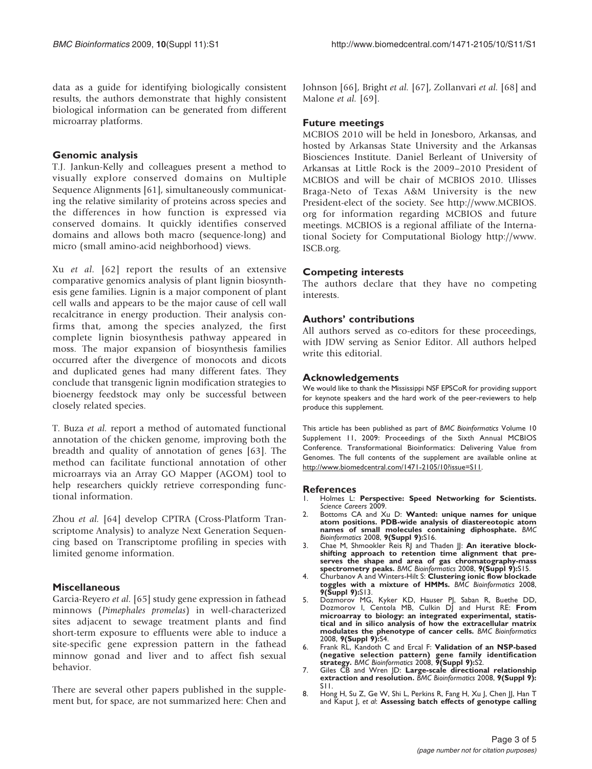data as a guide for identifying biologically consistent results, the authors demonstrate that highly consistent biological information can be generated from different microarray platforms.

### Genomic analysis

T.J. Jankun-Kelly and colleagues present a method to visually explore conserved domains on Multiple Sequence Alignments [61], simultaneously communicating the relative similarity of proteins across species and the differences in how function is expressed via conserved domains. It quickly identifies conserved domains and allows both macro (sequence-long) and micro (small amino-acid neighborhood) views.

Xu *et al.* [62] report the results of an extensive comparative genomics analysis of plant lignin biosynthesis gene families. Lignin is a major component of plant cell walls and appears to be the major cause of cell wall recalcitrance in energy production. Their analysis confirms that, among the species analyzed, the first complete lignin biosynthesis pathway appeared in moss. The major expansion of biosynthesis families occurred after the divergence of monocots and dicots and duplicated genes had many different fates. They conclude that transgenic lignin modification strategies to bioenergy feedstock may only be successful between closely related species.

T. Buza *et al.* report a method of automated functional annotation of the chicken genome, improving both the breadth and quality of annotation of genes [63]. The method can facilitate functional annotation of other microarrays via an Array GO Mapper (AGOM) tool to help researchers quickly retrieve corresponding functional information.

Zhou *et al.* [64] develop CPTRA (Cross-Platform Transcriptome Analysis) to analyze Next Generation Sequencing based on Transcriptome profiling in species with limited genome information.

### Miscellaneous

Garcia-Reyero *et al.* [65] study gene expression in fathead minnows (*Pimephales promelas*) in well-characterized sites adjacent to sewage treatment plants and find short-term exposure to effluents were able to induce a site-specific gene expression pattern in the fathead minnow gonad and liver and to affect fish sexual behavior.

There are several other papers published in the supplement but, for space, are not summarized here: Chen and Johnson [66], Bright *et al.* [67], Zollanvari *et al.* [68] and Malone *et al.* [69].

### Future meetings

MCBIOS 2010 will be held in Jonesboro, Arkansas, and hosted by Arkansas State University and the Arkansas Biosciences Institute. Daniel Berleant of University of Arkansas at Little Rock is the 2009–2010 President of MCBIOS and will be chair of MCBIOS 2010. Ulisses Braga-Neto of Texas A&M University is the new President-elect of the society. See http://www.MCBIOS.org for information regarding MCBIOS and future meetings. MCBIOS is a regional affiliate of the International Society for Computational Biology http://www.ISCB.org.

### Competing interests

The authors declare that they have no competing interests.

### Authors' contributions

All authors served as co-editors for these proceedings, with JDW serving as Senior Editor. All authors helped write this editorial.

### Acknowledgements

We would like to thank the Mississippi NSF EPSCoR for providing support for keynote speakers and the hard work of the peer-reviewers to help produce this supplement.

This article has been published as part of *BMC Bioinformatics* Volume 10 Supplement 11, 2009: Proceedings of the Sixth Annual MCBIOS Conference. Transformational Bioinformatics: Delivering Value from Genomes. The full contents of the supplement are available online at http://www.biomedcentral.com/1471-2105/10?issue=S11.

### References

1. Holmes L: **Perspective: Speed Networking for Scientists.** *Science Careers* 2009.
2. Bottoms CA and Xu D: **Wanted: unique names for unique atom positions. PDB-wide analysis of diastereotopic atom names of small molecules containing diphosphate.** *BMC Bioinformatics* 2008, **9(Suppl 9):**S16.
3. Chae M, Shmookler Reis RJ and Thaden JJ: **An iterative block-shifting approach to retention time alignment that preserves the shape and area of gas chromatography-mass spectrometry peaks.** *BMC Bioinformatics* 2008, **9(Suppl 9):**S15.
4. Churbanov A and Winters-Hilt S: **Clustering ionic flow blockade toggles with a mixture of HMMs.** *BMC Bioinformatics* 2008, **9(Suppl 9):**S13.
5. Dozmorov MG, Kyker KD, Hauser PJ, Saban R, Buethe DD, Dozmorov I, Centola MB, Culkin DJ and Hurst RE: **From microarray to biology: an integrated experimental, statistical and in silico analysis of how the extracellular matrix modulates the phenotype of cancer cells.** *BMC Bioinformatics* 2008, **9(Suppl 9):**S4.
6. Frank RL, Kandoth C and Ercal F: **Validation of an NSP-based (negative selection pattern) gene family identification strategy.** *BMC Bioinformatics* 2008, **9(Suppl 9):**S2.
7. Giles CB and Wren JD: **Large-scale directional relationship extraction and resolution.** *BMC Bioinformatics* 2008, **9(Suppl 9):** S11.
8. Hong H, Su Z, Ge W, Shi L, Perkins R, Fang H, Xu J, Chen JJ, Han T and Kaput J, *et al*: **Assessing batch effects of genotype calling**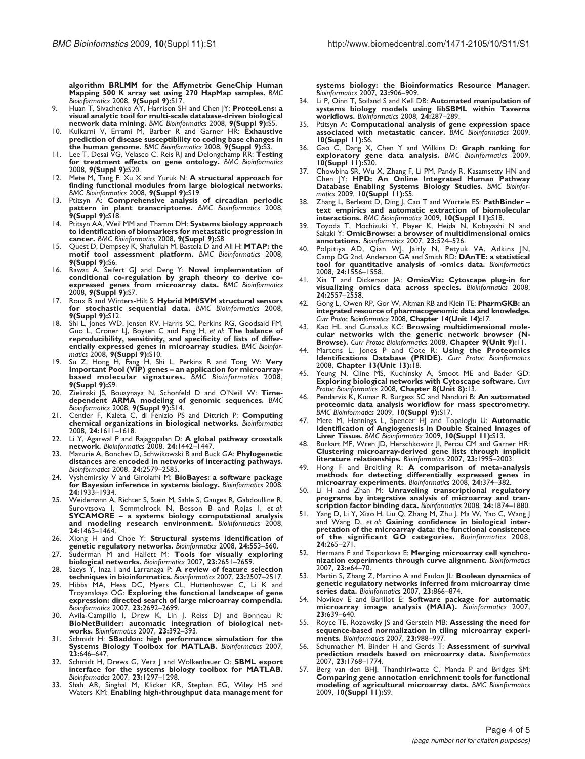algorithm BRLMM for the Affymetrix GeneChip Human Mapping 500 K array set using 270 HapMap samples.** *BMC Bioinformatics* 2008, **9(Suppl 9):**S17.

9. Huan T, Sivachenko AY, Harrison SH and Chen JY: **ProteoLens: a visual analytic tool for multi-scale database-driven biological network data mining.** *BMC Bioinformatics* 2008, **9(Suppl 9):**S5.
10. Kulkarni V, Errami M, Barber R and Garner HR: **Exhaustive prediction of disease susceptibility to coding base changes in the human genome.** *BMC Bioinformatics* 2008, **9(Suppl 9):**S3.
11. Lee T, Desai VG, Velasco C, Reis RJ and Delongchamp RR: **Testing for treatment effects on gene ontology.** *BMC Bioinformatics* 2008, **9(Suppl 9):**S20.
12. Mete M, Tang F, Xu X and Yuruk N: **A structural approach for finding functional modules from large biological networks.** *BMC Bioinformatics* 2008, **9(Suppl 9):**S19.
13. Ptitsyn A: **Comprehensive analysis of circadian periodic pattern in plant transcriptome.** *BMC Bioinformatics* 2008, **9(Suppl 9):**S18.
14. Ptitsyn AA, Weil MM and Thamm DH: **Systems biology approach to identification of biomarkers for metastatic progression in cancer.** *BMC Bioinformatics* 2008, **9(Suppl 9):**S8.
15. Quest D, Dempsey K, Shafiullah M, Bastola D and Ali H: **MTAP: the motif tool assessment platform.** *BMC Bioinformatics* 2008, **9(Suppl 9):**S6.
16. Rawat A, Seifert GJ and Deng Y: **Novel implementation of conditional co-regulation by graph theory to derive co-expressed genes from microarray data.** *BMC Bioinformatics* 2008, **9(Suppl 9):**S7.
17. Roux B and Winters-Hilt S: **Hybrid MM/SVM structural sensors for stochastic sequential data.** *BMC Bioinformatics* 2008, **9(Suppl 9):**S12.
18. Shi L, Jones WD, Jensen RV, Harris SC, Perkins RG, Goodsaid FM, Guo L, Croner LJ, Boysen C and Fang H, *et al*: **The balance of reproducibility, sensitivity, and specificity of lists of differentially expressed genes in microarray studies.** *BMC Bioinformatics* 2008, **9(Suppl 9):**S10.
19. Su Z, Hong H, Fang H, Shi L, Perkins R and Tong W: **Very Important Pool (VIP) genes – an application for microarray-based molecular signatures.** *BMC Bioinformatics* 2008, **9(Suppl 9):**S9.
20. Zielinski JS, Bouaynaya N, Schonfeld D and O'Neill W: **Time-dependent ARMA modeling of genomic sequences.** *BMC Bioinformatics* 2008, **9(Suppl 9):**S14.
21. Centler F, Kaleta C, di Fenizio PS and Dittrich P: **Computing chemical organizations in biological networks.** *Bioinformatics* 2008, **24:**1611–1618.
22. Li Y, Agarwal P and Rajagopalan D: **A global pathway crosstalk network.** *Bioinformatics* 2008, **24:**1442–1447.
23. Mazurie A, Bonchev D, Schwikowski B and Buck GA: **Phylogenetic distances are encoded in networks of interacting pathways.** *Bioinformatics* 2008, **24:**2579–2585.
24. Vyshemirsky V and Girolami M: **BioBayes: a software package for Bayesian inference in systems biology.** *Bioinformatics* 2008, **24:**1933–1934.
25. Weidemann A, Richter S, Stein M, Sahle S, Gauges R, Gabdoulline R, Surovtsova I, Semmelrock N, Besson B and Rojas I, *et al*: **SYCAMORE – a systems biology computational analysis and modeling research environment.** *Bioinformatics* 2008, **24:**1463–1464.
26. Xiong H and Choe Y: **Structural systems identification of genetic regulatory networks.** *Bioinformatics* 2008, **24:**553–560.
27. Suderman M and Hallett M: **Tools for visually exploring biological networks.** *Bioinformatics* 2007, **23:**2651–2659.
28. Saeys Y, Inza I and Larranaga P: **A review of feature selection techniques in bioinformatics.** *Bioinformatics* 2007, **23:**2507–2517.
29. Hibbs MA, Hess DC, Myers CL, Huttenhower C, Li K and Troyanskaya OG: **Exploring the functional landscape of gene expression: directed search of large microarray compendia.** *Bioinformatics* 2007, **23:**2692–2699.
30. Avila-Campillo I, Drew K, Lin J, Reiss DJ and Bonneau R: **BioNetBuilder: automatic integration of biological networks.** *Bioinformatics* 2007, **23:**392–393.
31. Schmidt H: **SBaddon: high performance simulation for the Systems Biology Toolbox for MATLAB.** *Bioinformatics* 2007, **23:**646–647.
32. Schmidt H, Drews G, Vera J and Wolkenhauer O: **SBML export interface for the systems biology toolbox for MATLAB.** *Bioinformatics* 2007, **23:**1297–1298.
33. Shah AR, Singhal M, Klicker KR, Stephan EG, Wiley HS and Waters KM: **Enabling high-throughput data management for systems biology: the Bioinformatics Resource Manager.** *Bioinformatics* 2007, **23:**906–909.
34. Li P, Oinn T, Soiland S and Kell DB: **Automated manipulation of systems biology models using libSBML within Taverna workflows.** *Bioinformatics* 2008, **24:**287–289.
35. Ptitsyn A: **Computational analysis of gene expression space associated with metastatic cancer.** *BMC Bioinformatics* 2009, **10(Suppl 11):**S6.
36. Gao C, Dang X, Chen Y and Wilkins D: **Graph ranking for exploratory gene data analysis.** *BMC Bioinformatics* 2009, **10(Suppl 11):**S20.
37. Chowbina SR, Wu X, Zhang F, Li PM, Pandy R, Kasamsetty HN and Chen JY: **HPD: An Online Integrated Human Pathway Database Enabling Systems Biology Studies.** *BMC Bioinformatics* 2009, **10(Suppl 11):**S5.
38. Zhang L, Berleant D, Ding J, Cao T and Wurtele ES: **PathBinder – text empirics and automatic extraction of biomolecular interactions.** *BMC Bioinformatics* 2009, **10(Suppl 11):**S18.
39. Toyoda T, Mochizuki Y, Player K, Heida N, Kobayashi N and Sakaki Y: **OmicBrowse: a browser of multidimensional omics annotations.** *Bioinformatics* 2007, **23:**524–526.
40. Polpitiya AD, Qian WJ, Jaitly N, Petyuk VA, Adkins JN, Camp DG 2nd, Anderson GA and Smith RD: **DAnTE: a statistical tool for quantitative analysis of -omics data.** *Bioinformatics* 2008, **24:**1556–1558.
41. Xia T and Dickerson JA: **OmicsViz: Cytoscape plug-in for visualizing omics data across species.** *Bioinformatics* 2008, **24:**2557–2558.
42. Gong L, Owen RP, Gor W, Altman RB and Klein TE: **PharmGKB: an integrated resource of pharmacogenomic data and knowledge.** *Curr Protoc Bioinformatics* 2008, **Chapter 14(Unit 14):**17.
43. Kao HL and Gunsalus KC: **Browsing multidimensional molecular networks with the generic network browser (N-Browse).** *Curr Protoc Bioinformatics* 2008, **Chapter 9(Unit 9):**11.
44. Martens L, Jones P and Cote R: **Using the Proteomics Identifications Database (PRIDE).** *Curr Protoc Bioinformatics* 2008, **Chapter 13(Unit 13):**18.
45. Yeung N, Cline MS, Kuchinsky A, Smoot ME and Bader GD: **Exploring biological networks with Cytoscape software.** *Curr Protoc Bioinformatics* 2008, **Chapter 8(Unit 8):**13.
46. Pendarvis K, Kumar R, Burgess SC and Nanduri B: **An automated proteomic data analysis workflow for mass spectrometry.** *BMC Bioinformatics* 2009, **10(Suppl 9):**S17.
47. Mete M, Hennings L, Spencer HJ and Topaloglu U: **Automatic Identification of Angiogenesis in Double Stained Images of Liver Tissue.** *BMC Bioinformatics* 2009, **10(Suppl 11):**S13.
48. Burkart MF, Wren JD, Herschkowitz JI, Perou CM and Garner HR: **Clustering microarray-derived gene lists through implicit literature relationships.** *Bioinformatics* 2007, **23:**1995–2003.
49. Hong F and Breitling R: **A comparison of meta-analysis methods for detecting differentially expressed genes in microarray experiments.** *Bioinformatics* 2008, **24:**374–382.
50. Li H and Zhan M: **Unraveling transcriptional regulatory programs by integrative analysis of microarray and transcription factor binding data.** *Bioinformatics* 2008, **24:**1874–1880.
51. Yang D, Li Y, Xiao H, Liu Q, Zhang M, Zhu J, Ma W, Yao C, Wang J and Wang D, *et al*: **Gaining confidence in biological interpretation of the microarray data: the functional consistence of the significant GO categories.** *Bioinformatics* 2008, **24:**265–271.
52. Hermans F and Tsiporkova E: **Merging microarray cell synchronization experiments through curve alignment.** *Bioinformatics* 2007, **23:**e64–70.
53. Martin S, Zhang Z, Martino A and Faulon JL: **Boolean dynamics of genetic regulatory networks inferred from microarray time series data.** *Bioinformatics* 2007, **23:**866–874.
54. Novikov E and Barillot E: **Software package for automatic microarray image analysis (MAIA).** *Bioinformatics* 2007, **23:**639–640.
55. Royce TE, Rozowsky JS and Gerstein MB: **Assessing the need for sequence-based normalization in tiling microarray experiments.** *Bioinformatics* 2007, **23:**988–997.
56. Schumacher M, Binder H and Gerds T: **Assessment of survival prediction models based on microarray data.** *Bioinformatics* 2007, **23:**1768–1774.
57. Berg van den BHJ, Thanthiriwatte C, Manda P and Bridges SM: **Comparing gene annotation enrichment tools for functional modeling of agricultural microarray data.** *BMC Bioinformatics* 2009, **10(Suppl 11):**S9.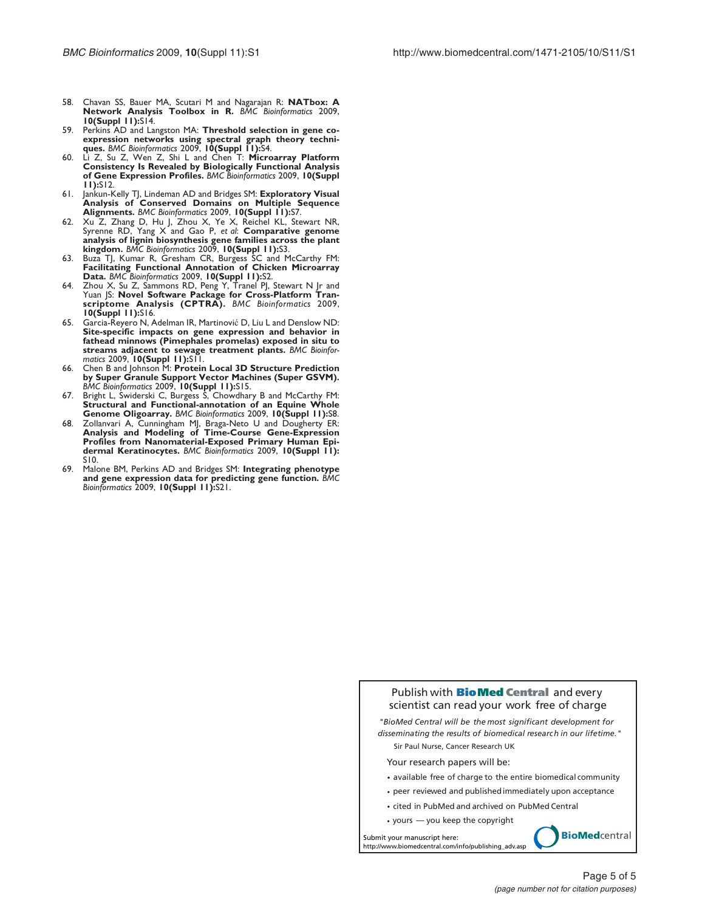58. Chavan SS, Bauer MA, Scutari M and Nagarajan R: **NATbox: A Network Analysis Toolbox in R.** *BMC Bioinformatics* 2009, **10(Suppl 11):**S14.
59. Perkins AD and Langston MA: **Threshold selection in gene co-expression networks using spectral graph theory techniques.** *BMC Bioinformatics* 2009, **10(Suppl 11):**S4.
60. Li Z, Su Z, Wen Z, Shi L and Chen T: **Microarray Platform Consistency Is Revealed by Biologically Functional Analysis of Gene Expression Profiles.** *BMC Bioinformatics* 2009, **10(Suppl 11):**S12.
61. Jankun-Kelly TJ, Lindeman AD and Bridges SM: **Exploratory Visual Analysis of Conserved Domains on Multiple Sequence Alignments.** *BMC Bioinformatics* 2009, **10(Suppl 11):**S7.
62. Xu Z, Zhang D, Hu J, Zhou X, Ye X, Reichel KL, Stewart NR, Syrenne RD, Yang X and Gao P, *et al*: **Comparative genome analysis of lignin biosynthesis gene families across the plant kingdom.** *BMC Bioinformatics* 2009, **10(Suppl 11):**S3.
63. Buza TJ, Kumar R, Gresham CR, Burgess SC and McCarthy FM: **Facilitating Functional Annotation of Chicken Microarray Data.** *BMC Bioinformatics* 2009, **10(Suppl 11):**S2.
64. Zhou X, Su Z, Sammons RD, Peng Y, Tranel PJ, Stewart N Jr and Yuan JS: **Novel Software Package for Cross-Platform Transcriptome Analysis (CPTRA).** *BMC Bioinformatics* 2009, **10(Suppl 11):**S16.
65. Garcia-Reyero N, Adelman IR, Martinović D, Liu L and Denslow ND: **Site-specific impacts on gene expression and behavior in fathead minnows (Pimephales promelas) exposed in situ to streams adjacent to sewage treatment plants.** *BMC Bioinformatics* 2009, **10(Suppl 11):**S11.
66. Chen B and Johnson M: **Protein Local 3D Structure Prediction by Super Granule Support Vector Machines (Super GSVM).** *BMC Bioinformatics* 2009, **10(Suppl 11):**S15.
67. Bright L, Swiderski C, Burgess S, Chowdhary B and McCarthy FM: **Structural and Functional-annotation of an Equine Whole Genome Oligoarray.** *BMC Bioinformatics* 2009, **10(Suppl 11):**S8.
68. Zollanvari A, Cunningham MJ, Braga-Neto U and Dougherty ER: **Analysis and Modeling of Time-Course Gene-Expression Profiles from Nanomaterial-Exposed Primary Human Epidermal Keratinocytes.** *BMC Bioinformatics* 2009, **10(Suppl 11):**S10.
69. Malone BM, Perkins AD and Bridges SM: **Integrating phenotype and gene expression data for predicting gene function.** *BMC Bioinformatics* 2009, **10(Suppl 11):**S21.

Publish with **BioMed Central** and every scientist can read your work free of charge

*"BioMed Central will be the most significant development for disseminating the results of biomedical research in our lifetime."*

Sir Paul Nurse, Cancer Research UK

Your research papers will be:

- available free of charge to the entire biomedical community
- peer reviewed and published immediately upon acceptance
- cited in PubMed and archived on PubMed Central
- yours — you keep the copyright

Submit your manuscript here:
http://www.biomedcentral.com/info/publishing_adv.asp

**BioMed**central